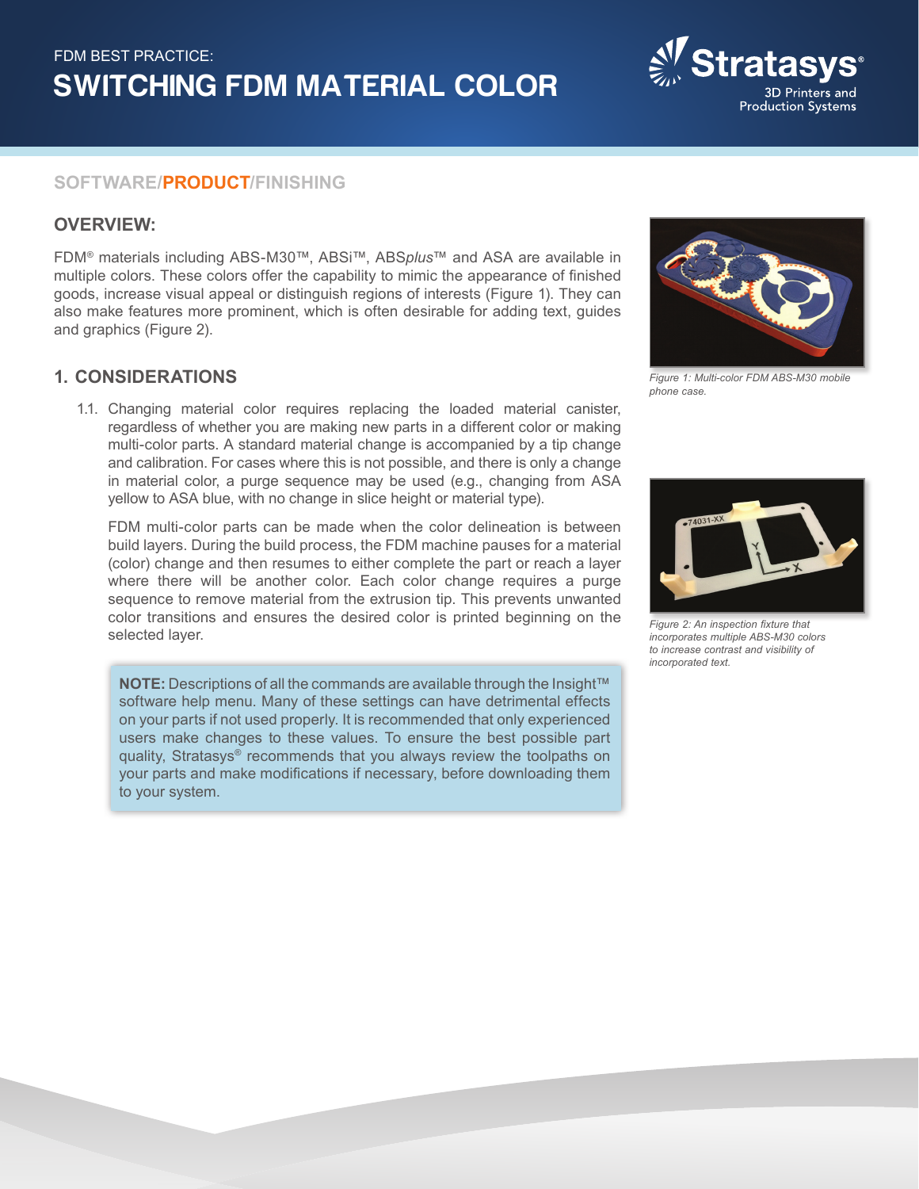FDM BEST PRACTICE:

# SWITCHING FDM MATERIAL COLOR

SOFTWARE/**PRODUCT**/FINISHING

## OVERVIEW:

FDM® materials including ABS-M30™, ABSi™, ABS*plus*™ and ASA are available in multiple colors. These colors offer the capability to mimic the appearance of finished goods, increase visual appeal or distinguish regions of interests (Figure 1). They can also make features more prominent, which is often desirable for adding text, guides and graphics (Figure 2).

*Figure 1: Multi-color FDM ABS-M30 mobile phone case.*

*Figure 2: An inspection fixture that incorporates multiple ABS-M30 colors to increase contrast and visibility of incorporated text.*

## 1. CONSIDERATIONS

1.1. Changing material color requires replacing the loaded material canister, regardless of whether you are making new parts in a different color or making multi-color parts. A standard material change is accompanied by a tip change and calibration. For cases where this is not possible, and there is only a change in material color, a purge sequence may be used (e.g., changing from ASA yellow to ASA blue, with no change in slice height or material type).

FDM multi-color parts can be made when the color delineation is between build layers. During the build process, the FDM machine pauses for a material (color) change and then resumes to either complete the part or reach a layer where there will be another color. Each color change requires a purge sequence to remove material from the extrusion tip. This prevents unwanted color transitions and ensures the desired color is printed beginning on the selected layer.

> **NOTE:** Descriptions of all the commands are available through the Insight™ software help menu. Many of these settings can have detrimental effects on your parts if not used properly. It is recommended that only experienced users make changes to these values. To ensure the best possible part quality, Stratasys® recommends that you always review the toolpaths on your parts and make modifications if necessary, before downloading them to your system.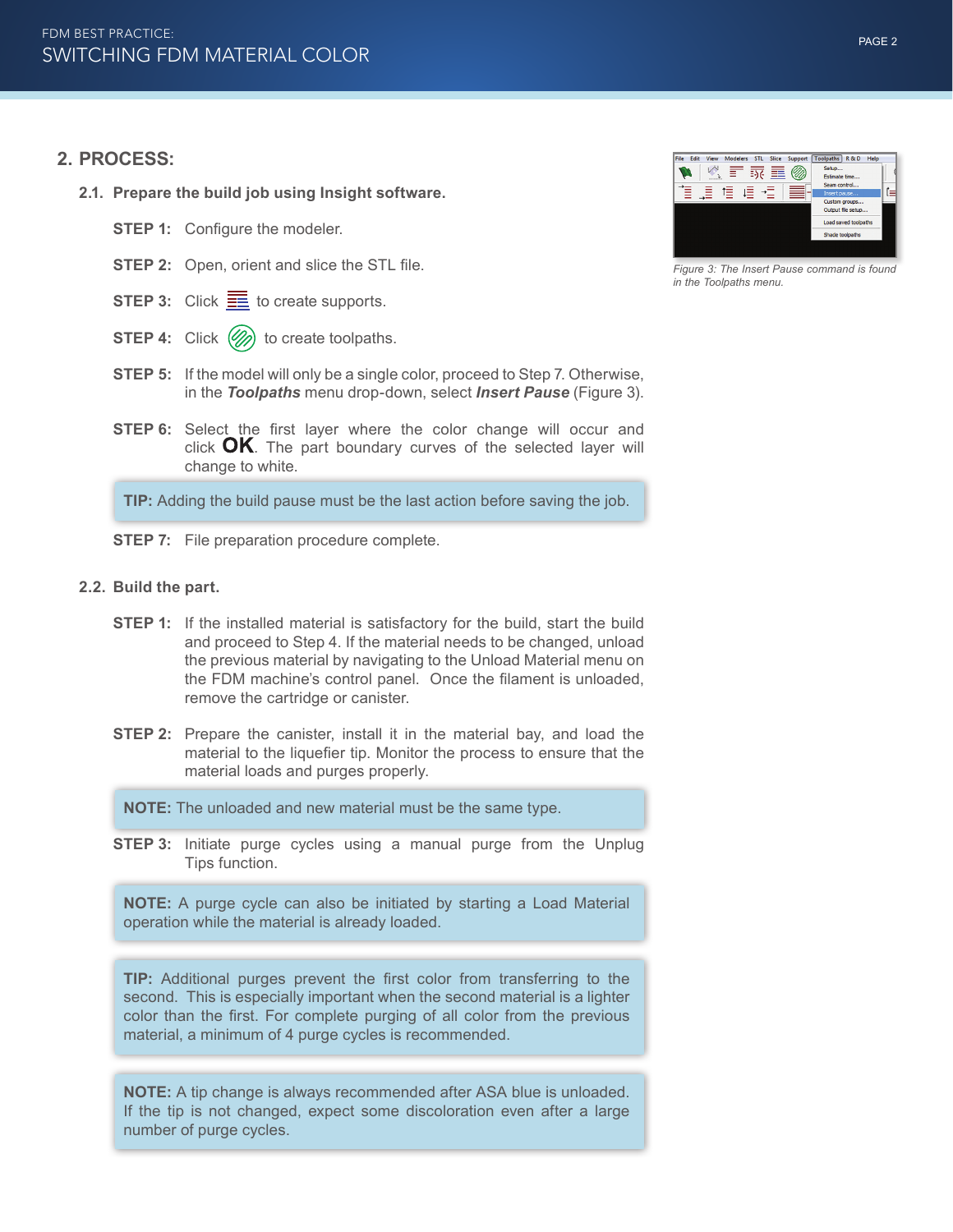## 2. PROCESS:

### 2.1. Prepare the build job using Insight software.

**STEP 1:** Configure the modeler.

**STEP 2:** Open, orient and slice the STL file.

**STEP 3:** Click to create supports.

**STEP 4:** Click to create toolpaths.

**STEP 5:** If the model will only be a single color, proceed to Step 7. Otherwise, in the ***Toolpaths*** menu drop-down, select ***Insert Pause*** (Figure 3).

**STEP 6:** Select the first layer where the color change will occur and click **OK**. The part boundary curves of the selected layer will change to white.

> **TIP:** Adding the build pause must be the last action before saving the job.

**STEP 7:** File preparation procedure complete.

*Figure 3: The Insert Pause command is found in the Toolpaths menu.*

### 2.2. Build the part.

**STEP 1:** If the installed material is satisfactory for the build, start the build and proceed to Step 4. If the material needs to be changed, unload the previous material by navigating to the Unload Material menu on the FDM machine's control panel. Once the filament is unloaded, remove the cartridge or canister.

**STEP 2:** Prepare the canister, install it in the material bay, and load the material to the liquefier tip. Monitor the process to ensure that the material loads and purges properly.

> **NOTE:** The unloaded and new material must be the same type.

**STEP 3:** Initiate purge cycles using a manual purge from the Unplug Tips function.

> **NOTE:** A purge cycle can also be initiated by starting a Load Material operation while the material is already loaded.

> **TIP:** Additional purges prevent the first color from transferring to the second. This is especially important when the second material is a lighter color than the first. For complete purging of all color from the previous material, a minimum of 4 purge cycles is recommended.

> **NOTE:** A tip change is always recommended after ASA blue is unloaded. If the tip is not changed, expect some discoloration even after a large number of purge cycles.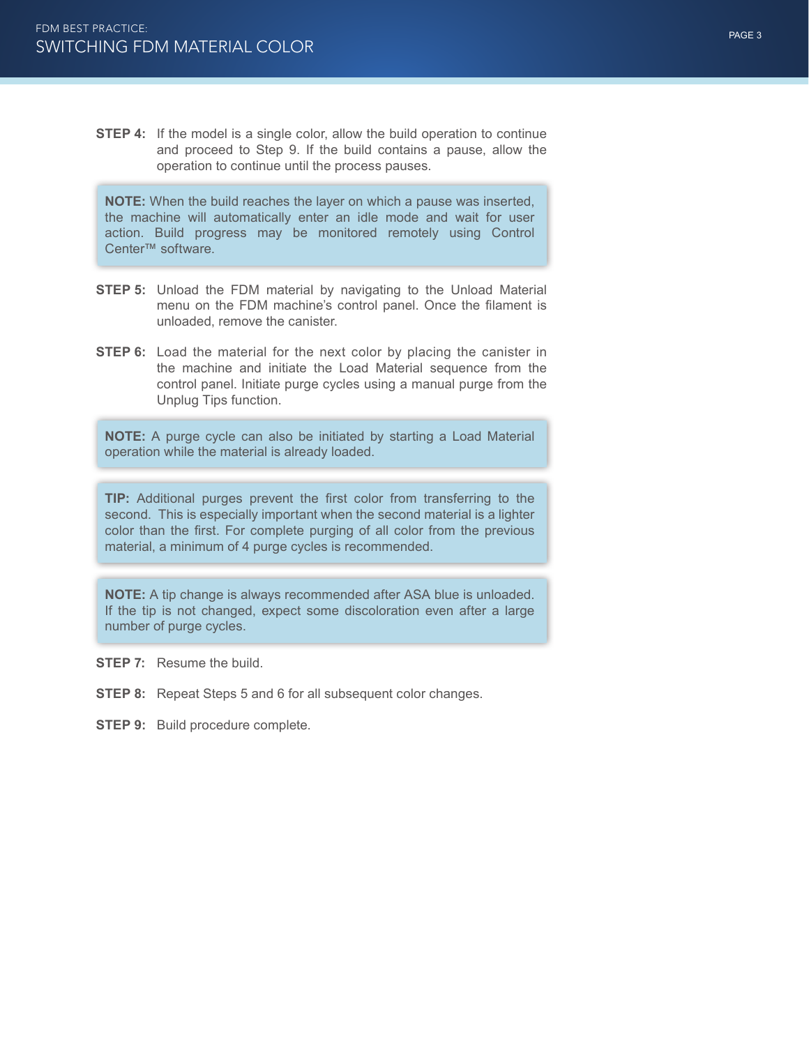**STEP 4:** If the model is a single color, allow the build operation to continue and proceed to Step 9. If the build contains a pause, allow the operation to continue until the process pauses.

> **NOTE:** When the build reaches the layer on which a pause was inserted, the machine will automatically enter an idle mode and wait for user action. Build progress may be monitored remotely using Control Center™ software.

**STEP 5:** Unload the FDM material by navigating to the Unload Material menu on the FDM machine's control panel. Once the filament is unloaded, remove the canister.

**STEP 6:** Load the material for the next color by placing the canister in the machine and initiate the Load Material sequence from the control panel. Initiate purge cycles using a manual purge from the Unplug Tips function.

> **NOTE:** A purge cycle can also be initiated by starting a Load Material operation while the material is already loaded.

> **TIP:** Additional purges prevent the first color from transferring to the second. This is especially important when the second material is a lighter color than the first. For complete purging of all color from the previous material, a minimum of 4 purge cycles is recommended.

> **NOTE:** A tip change is always recommended after ASA blue is unloaded. If the tip is not changed, expect some discoloration even after a large number of purge cycles.

**STEP 7:** Resume the build.

**STEP 8:** Repeat Steps 5 and 6 for all subsequent color changes.

**STEP 9:** Build procedure complete.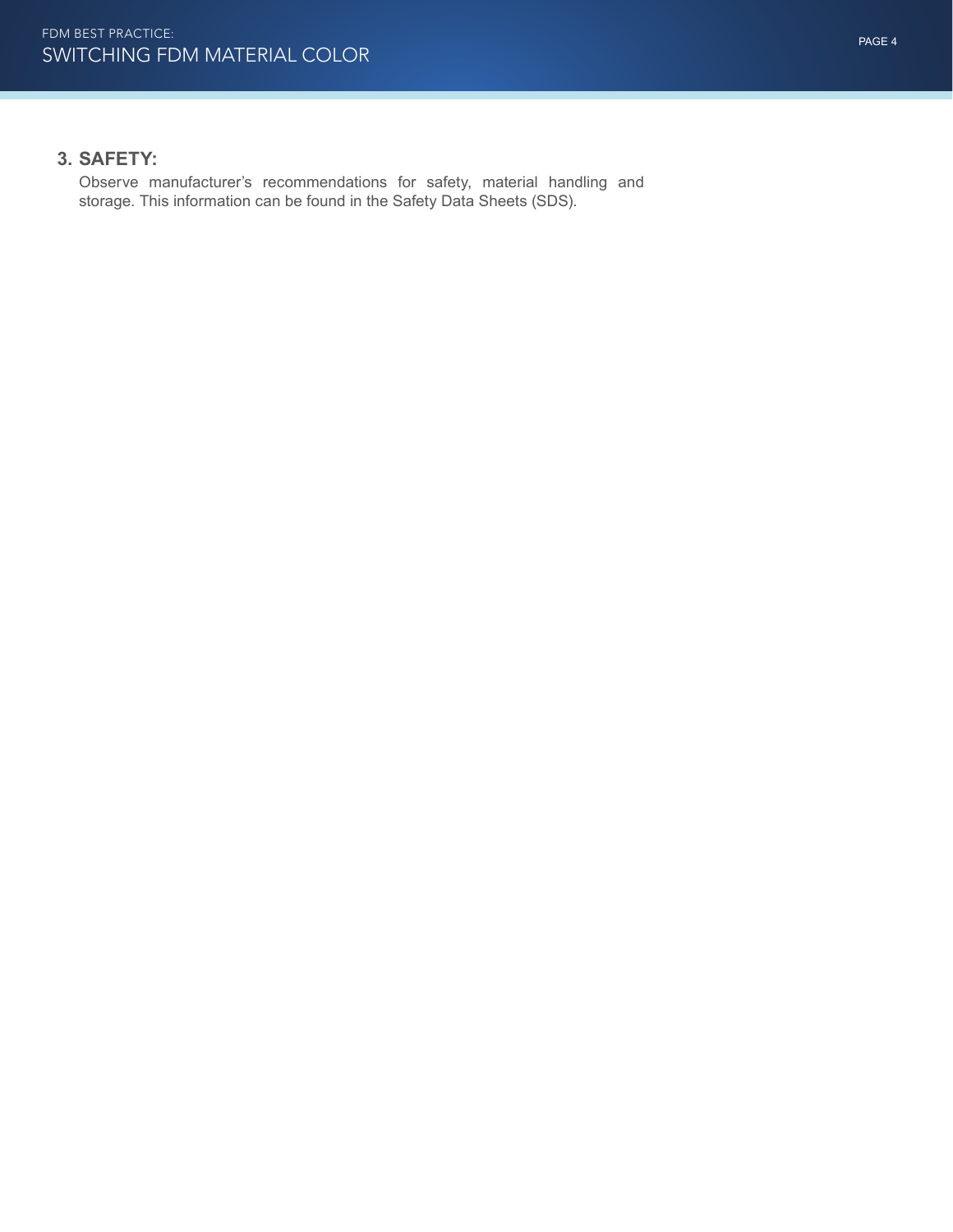### 3. SAFETY:

Observe manufacturer's recommendations for safety, material handling and storage. This information can be found in the Safety Data Sheets (SDS).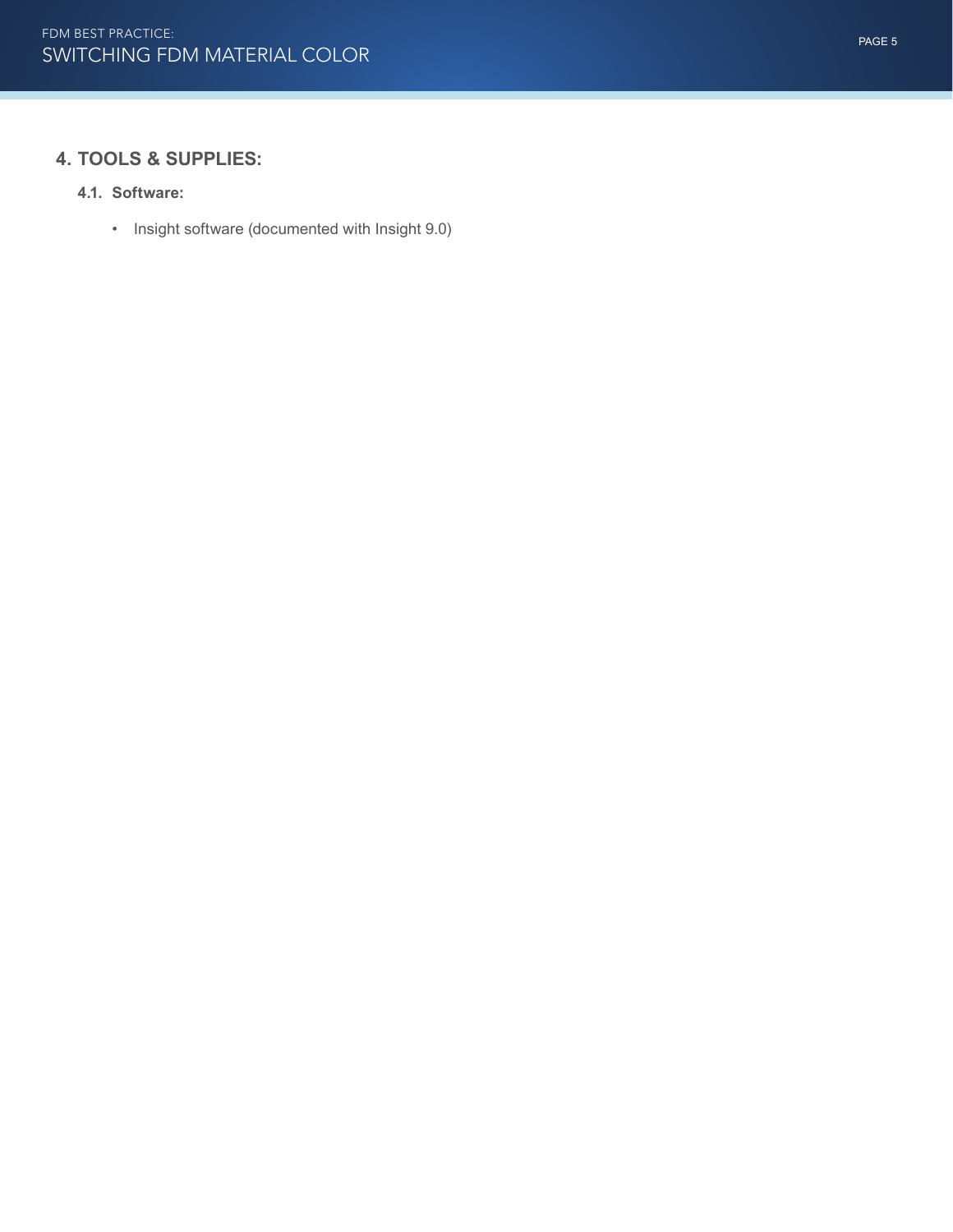## 4. TOOLS & SUPPLIES:

### 4.1. Software:

- Insight software (documented with Insight 9.0)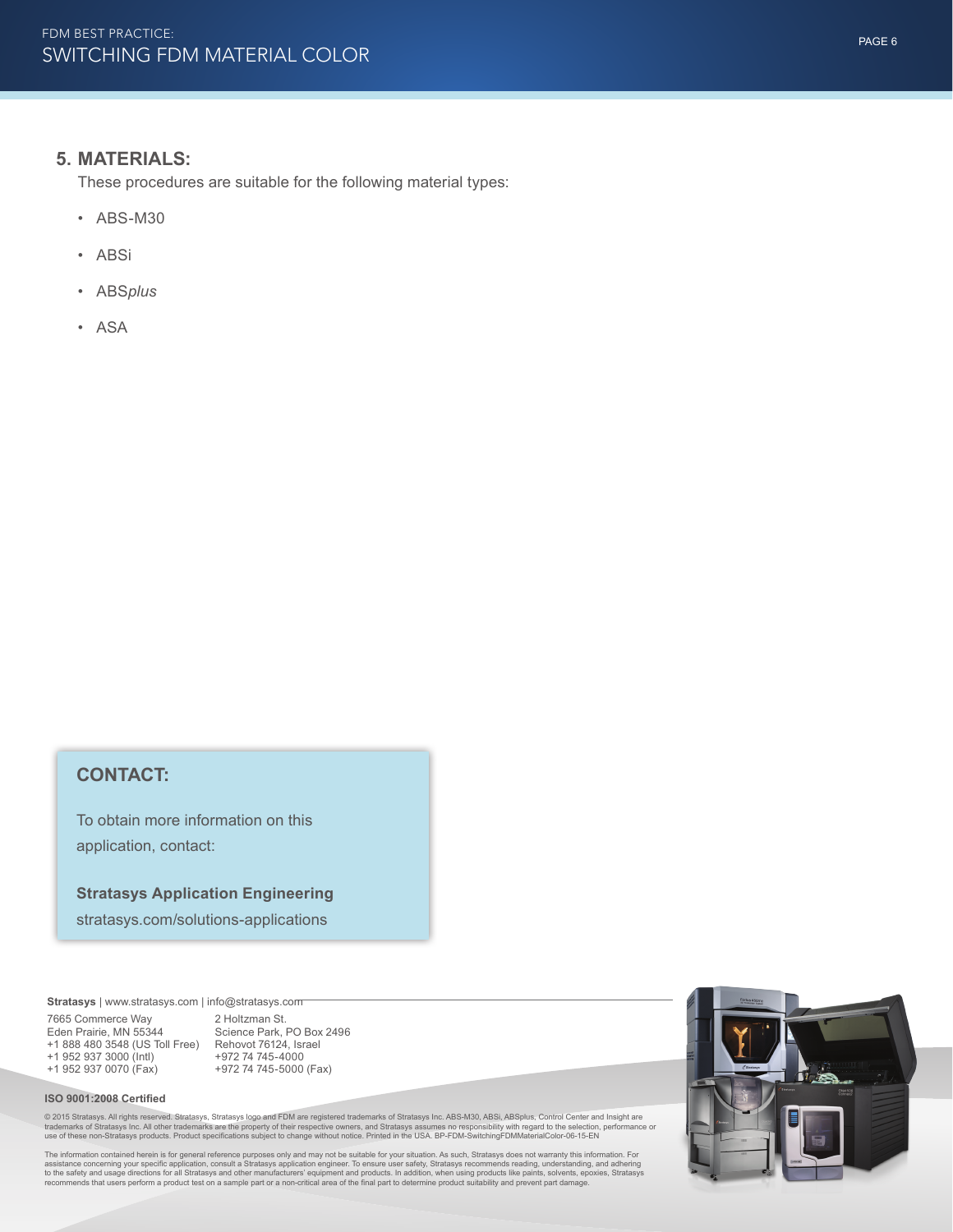## 5. MATERIALS:

These procedures are suitable for the following material types:

- ABS-M30
- ABSi
- ABS*plus*
- ASA

### CONTACT:

To obtain more information on this application, contact:

**Stratasys Application Engineering**

stratasys.com/solutions-applications

**Stratasys** | www.stratasys.com | info@stratasys.com

7665 Commerce Way
Eden Prairie, MN 55344
+1 888 480 3548 (US Toll Free)
+1 952 937 3000 (Intl)
+1 952 937 0070 (Fax)

2 Holtzman St.
Science Park, PO Box 2496
Rehovot 76124, Israel
+972 74 745-4000
+972 74 745-5000 (Fax)

**ISO 9001:2008 Certified**

© 2015 Stratasys. All rights reserved. Stratasys, Stratasys logo and FDM are registered trademarks of Stratasys Inc. ABS-M30, ABSi, ABSplus, Control Center and Insight are trademarks of Stratasys Inc. All other trademarks are the property of their respective owners, and Stratasys assumes no responsibility with regard to the selection, performance or use of these non-Stratasys products. Product specifications subject to change without notice. Printed in the USA. BP-FDM-SwitchingFDMMaterialColor-06-15-EN

The information contained herein is for general reference purposes only and may not be suitable for your situation. As such, Stratasys does not warranty this information. For assistance concerning your specific application, consult a Stratasys application engineer. To ensure user safety, Stratasys recommends reading, understanding, and adhering to the safety and usage directions for all Stratasys and other manufacturers' equipment and products. In addition, when using products like paints, solvents, epoxies, Stratasys recommends that users perform a product test on a sample part or a non-critical area of the final part to determine product suitability and prevent part damage.